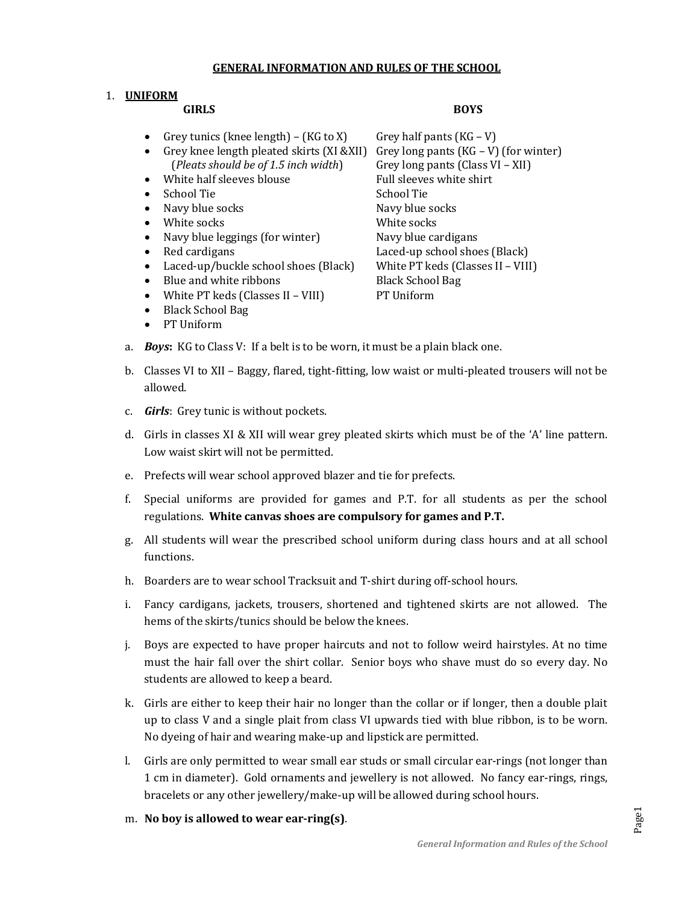## GENERAL INFORMATION AND RULES OF THE SCHOOL

1. **UNIFORM**

| GIRLS | BOYS |
|---|---|
| • Grey tunics (knee length) – (KG to X) | Grey half pants (KG – V) |
| • Grey knee length pleated skirts (XI &XII) (*Pleats should be of 1.5 inch width*) | Grey long pants (KG – V) (for winter) |
| | Grey long pants (Class VI – XII) |
| • White half sleeves blouse | Full sleeves white shirt |
| • School Tie | School Tie |
| • Navy blue socks | Navy blue socks |
| • White socks | White socks |
| • Navy blue leggings (for winter) | Navy blue cardigans |
| • Red cardigans | Laced-up school shoes (Black) |
| • Laced-up/buckle school shoes (Black) | White PT keds (Classes II – VIII) |
| • Blue and white ribbons | Black School Bag |
| • White PT keds (Classes II – VIII) | PT Uniform |
| • Black School Bag | |
| • PT Uniform | |

a. ***Boys*:** KG to Class V: If a belt is to be worn, it must be a plain black one.

b. Classes VI to XII – Baggy, flared, tight-fitting, low waist or multi-pleated trousers will not be allowed.

c. ***Girls***: Grey tunic is without pockets.

d. Girls in classes XI & XII will wear grey pleated skirts which must be of the 'A' line pattern. Low waist skirt will not be permitted.

e. Prefects will wear school approved blazer and tie for prefects.

f. Special uniforms are provided for games and P.T. for all students as per the school regulations. **White canvas shoes are compulsory for games and P.T.**

g. All students will wear the prescribed school uniform during class hours and at all school functions.

h. Boarders are to wear school Tracksuit and T-shirt during off-school hours.

i. Fancy cardigans, jackets, trousers, shortened and tightened skirts are not allowed. The hems of the skirts/tunics should be below the knees.

j. Boys are expected to have proper haircuts and not to follow weird hairstyles. At no time must the hair fall over the shirt collar. Senior boys who shave must do so every day. No students are allowed to keep a beard.

k. Girls are either to keep their hair no longer than the collar or if longer, then a double plait up to class V and a single plait from class VI upwards tied with blue ribbon, is to be worn. No dyeing of hair and wearing make-up and lipstick are permitted.

l. Girls are only permitted to wear small ear studs or small circular ear-rings (not longer than 1 cm in diameter). Gold ornaments and jewellery is not allowed. No fancy ear-rings, rings, bracelets or any other jewellery/make-up will be allowed during school hours.

m. **No boy is allowed to wear ear-ring(s)**.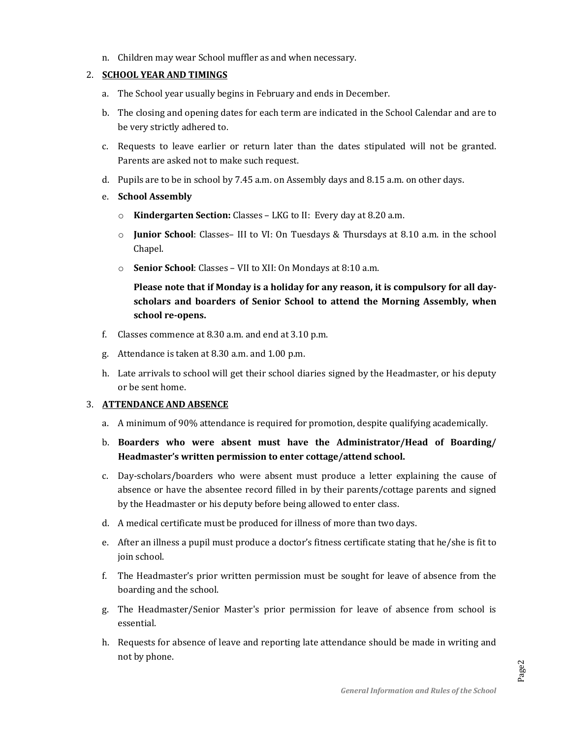n. Children may wear School muffler as and when necessary.

2. **SCHOOL YEAR AND TIMINGS**

   a. The School year usually begins in February and ends in December.

   b. The closing and opening dates for each term are indicated in the School Calendar and are to be very strictly adhered to.

   c. Requests to leave earlier or return later than the dates stipulated will not be granted. Parents are asked not to make such request.

   d. Pupils are to be in school by 7.45 a.m. on Assembly days and 8.15 a.m. on other days.

   e. **School Assembly**

      - **Kindergarten Section:** Classes – LKG to II: Every day at 8.20 a.m.
      - **Junior School**: Classes– III to VI: On Tuesdays & Thursdays at 8.10 a.m. in the school Chapel.
      - **Senior School**: Classes – VII to XII: On Mondays at 8:10 a.m.

      **Please note that if Monday is a holiday for any reason, it is compulsory for all day-scholars and boarders of Senior School to attend the Morning Assembly, when school re-opens.**

   f. Classes commence at 8.30 a.m. and end at 3.10 p.m.

   g. Attendance is taken at 8.30 a.m. and 1.00 p.m.

   h. Late arrivals to school will get their school diaries signed by the Headmaster, or his deputy or be sent home.

3. **ATTENDANCE AND ABSENCE**

   a. A minimum of 90% attendance is required for promotion, despite qualifying academically.

   b. **Boarders who were absent must have the Administrator/Head of Boarding/ Headmaster's written permission to enter cottage/attend school.**

   c. Day-scholars/boarders who were absent must produce a letter explaining the cause of absence or have the absentee record filled in by their parents/cottage parents and signed by the Headmaster or his deputy before being allowed to enter class.

   d. A medical certificate must be produced for illness of more than two days.

   e. After an illness a pupil must produce a doctor's fitness certificate stating that he/she is fit to join school.

   f. The Headmaster's prior written permission must be sought for leave of absence from the boarding and the school.

   g. The Headmaster/Senior Master's prior permission for leave of absence from school is essential.

   h. Requests for absence of leave and reporting late attendance should be made in writing and not by phone.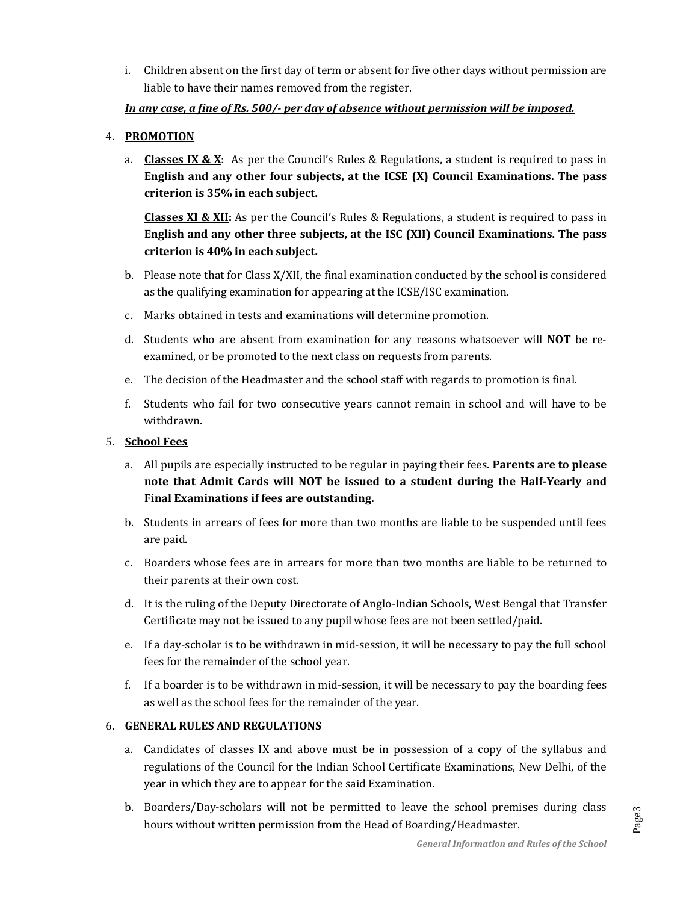i. Children absent on the first day of term or absent for five other days without permission are liable to have their names removed from the register.

***In any case, a fine of Rs. 500/- per day of absence without permission will be imposed.***

4. **PROMOTION**

   a. **Classes IX & X**: As per the Council's Rules & Regulations, a student is required to pass in **English and any other four subjects, at the ICSE (X) Council Examinations. The pass criterion is 35% in each subject.**

   **Classes XI & XII:** As per the Council's Rules & Regulations, a student is required to pass in **English and any other three subjects, at the ISC (XII) Council Examinations. The pass criterion is 40% in each subject.**

   b. Please note that for Class X/XII, the final examination conducted by the school is considered as the qualifying examination for appearing at the ICSE/ISC examination.

   c. Marks obtained in tests and examinations will determine promotion.

   d. Students who are absent from examination for any reasons whatsoever will **NOT** be re-examined, or be promoted to the next class on requests from parents.

   e. The decision of the Headmaster and the school staff with regards to promotion is final.

   f. Students who fail for two consecutive years cannot remain in school and will have to be withdrawn.

5. **School Fees**

   a. All pupils are especially instructed to be regular in paying their fees. **Parents are to please note that Admit Cards will NOT be issued to a student during the Half-Yearly and Final Examinations if fees are outstanding.**

   b. Students in arrears of fees for more than two months are liable to be suspended until fees are paid.

   c. Boarders whose fees are in arrears for more than two months are liable to be returned to their parents at their own cost.

   d. It is the ruling of the Deputy Directorate of Anglo-Indian Schools, West Bengal that Transfer Certificate may not be issued to any pupil whose fees are not been settled/paid.

   e. If a day-scholar is to be withdrawn in mid-session, it will be necessary to pay the full school fees for the remainder of the school year.

   f. If a boarder is to be withdrawn in mid-session, it will be necessary to pay the boarding fees as well as the school fees for the remainder of the year.

6. **GENERAL RULES AND REGULATIONS**

   a. Candidates of classes IX and above must be in possession of a copy of the syllabus and regulations of the Council for the Indian School Certificate Examinations, New Delhi, of the year in which they are to appear for the said Examination.

   b. Boarders/Day-scholars will not be permitted to leave the school premises during class hours without written permission from the Head of Boarding/Headmaster.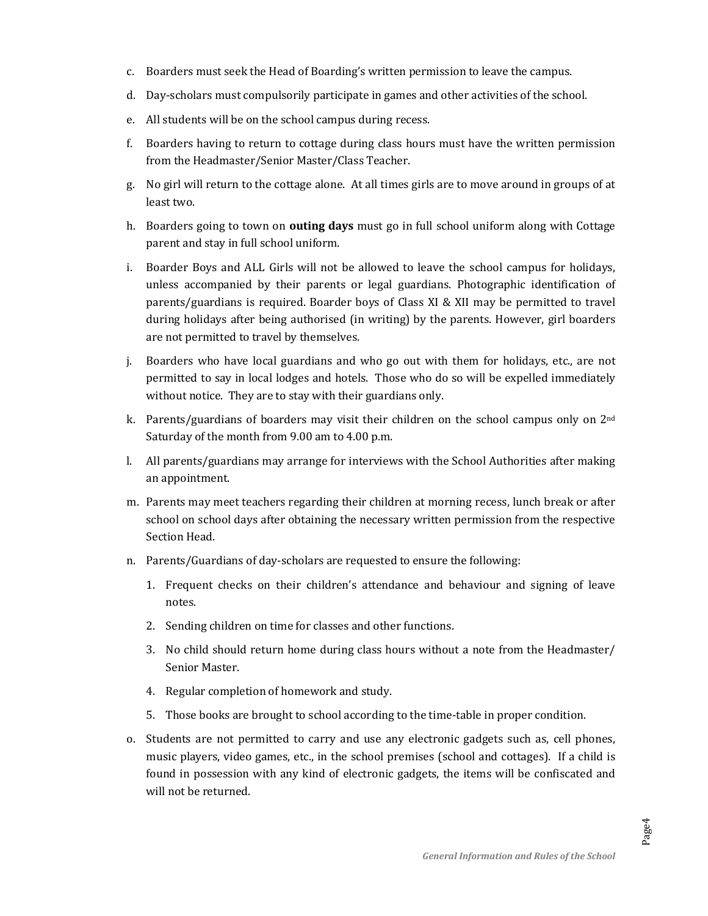c. Boarders must seek the Head of Boarding's written permission to leave the campus.

d. Day-scholars must compulsorily participate in games and other activities of the school.

e. All students will be on the school campus during recess.

f. Boarders having to return to cottage during class hours must have the written permission from the Headmaster/Senior Master/Class Teacher.

g. No girl will return to the cottage alone. At all times girls are to move around in groups of at least two.

h. Boarders going to town on **outing days** must go in full school uniform along with Cottage parent and stay in full school uniform.

i. Boarder Boys and ALL Girls will not be allowed to leave the school campus for holidays, unless accompanied by their parents or legal guardians. Photographic identification of parents/guardians is required. Boarder boys of Class XI & XII may be permitted to travel during holidays after being authorised (in writing) by the parents. However, girl boarders are not permitted to travel by themselves.

j. Boarders who have local guardians and who go out with them for holidays, etc., are not permitted to say in local lodges and hotels. Those who do so will be expelled immediately without notice. They are to stay with their guardians only.

k. Parents/guardians of boarders may visit their children on the school campus only on 2nd Saturday of the month from 9.00 am to 4.00 p.m.

l. All parents/guardians may arrange for interviews with the School Authorities after making an appointment.

m. Parents may meet teachers regarding their children at morning recess, lunch break or after school on school days after obtaining the necessary written permission from the respective Section Head.

n. Parents/Guardians of day-scholars are requested to ensure the following:

   1. Frequent checks on their children's attendance and behaviour and signing of leave notes.
   2. Sending children on time for classes and other functions.
   3. No child should return home during class hours without a note from the Headmaster/ Senior Master.
   4. Regular completion of homework and study.
   5. Those books are brought to school according to the time-table in proper condition.

o. Students are not permitted to carry and use any electronic gadgets such as, cell phones, music players, video games, etc., in the school premises (school and cottages). If a child is found in possession with any kind of electronic gadgets, the items will be confiscated and will not be returned.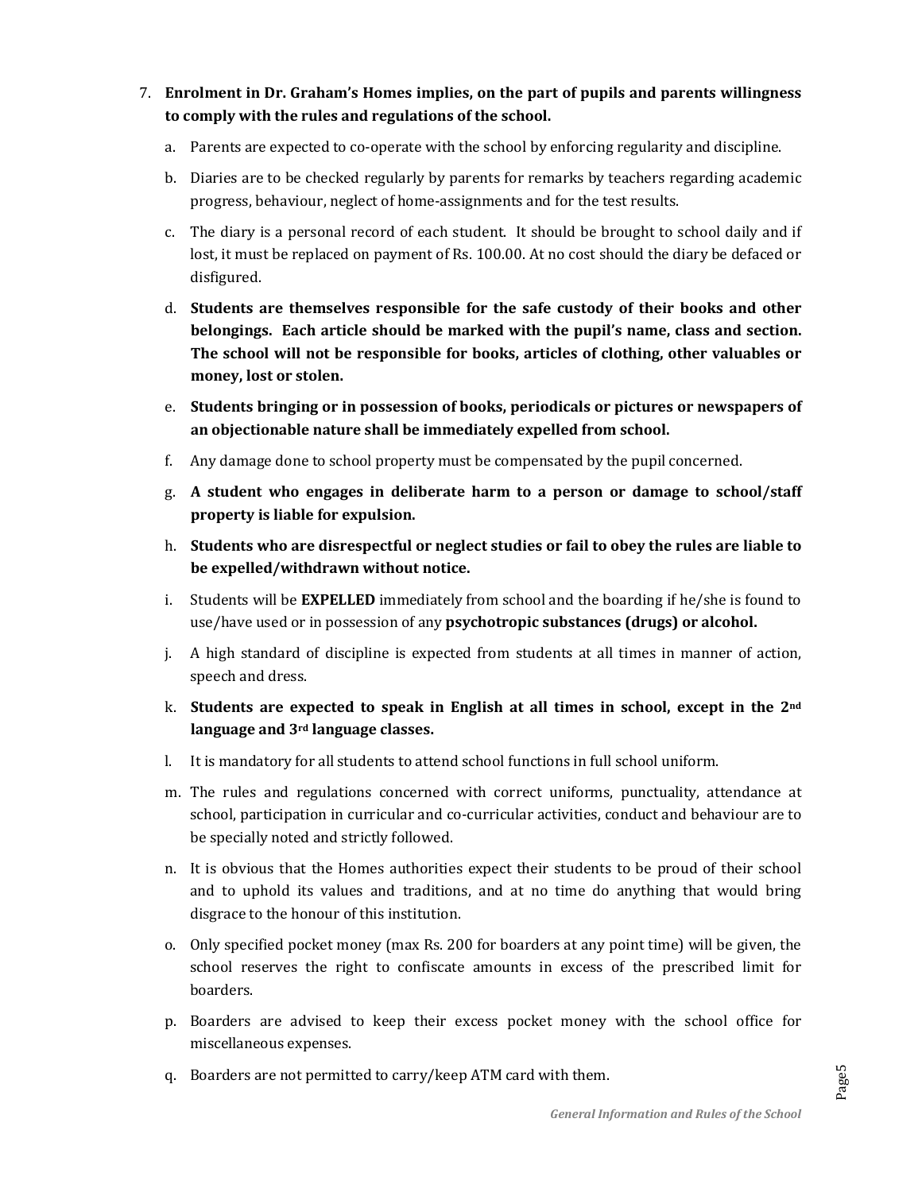7. **Enrolment in Dr. Graham's Homes implies, on the part of pupils and parents willingness to comply with the rules and regulations of the school.**

   a. Parents are expected to co-operate with the school by enforcing regularity and discipline.

   b. Diaries are to be checked regularly by parents for remarks by teachers regarding academic progress, behaviour, neglect of home-assignments and for the test results.

   c. The diary is a personal record of each student. It should be brought to school daily and if lost, it must be replaced on payment of Rs. 100.00. At no cost should the diary be defaced or disfigured.

   d. **Students are themselves responsible for the safe custody of their books and other belongings. Each article should be marked with the pupil's name, class and section. The school will not be responsible for books, articles of clothing, other valuables or money, lost or stolen.**

   e. **Students bringing or in possession of books, periodicals or pictures or newspapers of an objectionable nature shall be immediately expelled from school.**

   f. Any damage done to school property must be compensated by the pupil concerned.

   g. **A student who engages in deliberate harm to a person or damage to school/staff property is liable for expulsion.**

   h. **Students who are disrespectful or neglect studies or fail to obey the rules are liable to be expelled/withdrawn without notice.**

   i. Students will be **EXPELLED** immediately from school and the boarding if he/she is found to use/have used or in possession of any **psychotropic substances (drugs) or alcohol.**

   j. A high standard of discipline is expected from students at all times in manner of action, speech and dress.

   k. **Students are expected to speak in English at all times in school, except in the 2nd language and 3rd language classes.**

   l. It is mandatory for all students to attend school functions in full school uniform.

   m. The rules and regulations concerned with correct uniforms, punctuality, attendance at school, participation in curricular and co-curricular activities, conduct and behaviour are to be specially noted and strictly followed.

   n. It is obvious that the Homes authorities expect their students to be proud of their school and to uphold its values and traditions, and at no time do anything that would bring disgrace to the honour of this institution.

   o. Only specified pocket money (max Rs. 200 for boarders at any point time) will be given, the school reserves the right to confiscate amounts in excess of the prescribed limit for boarders.

   p. Boarders are advised to keep their excess pocket money with the school office for miscellaneous expenses.

   q. Boarders are not permitted to carry/keep ATM card with them.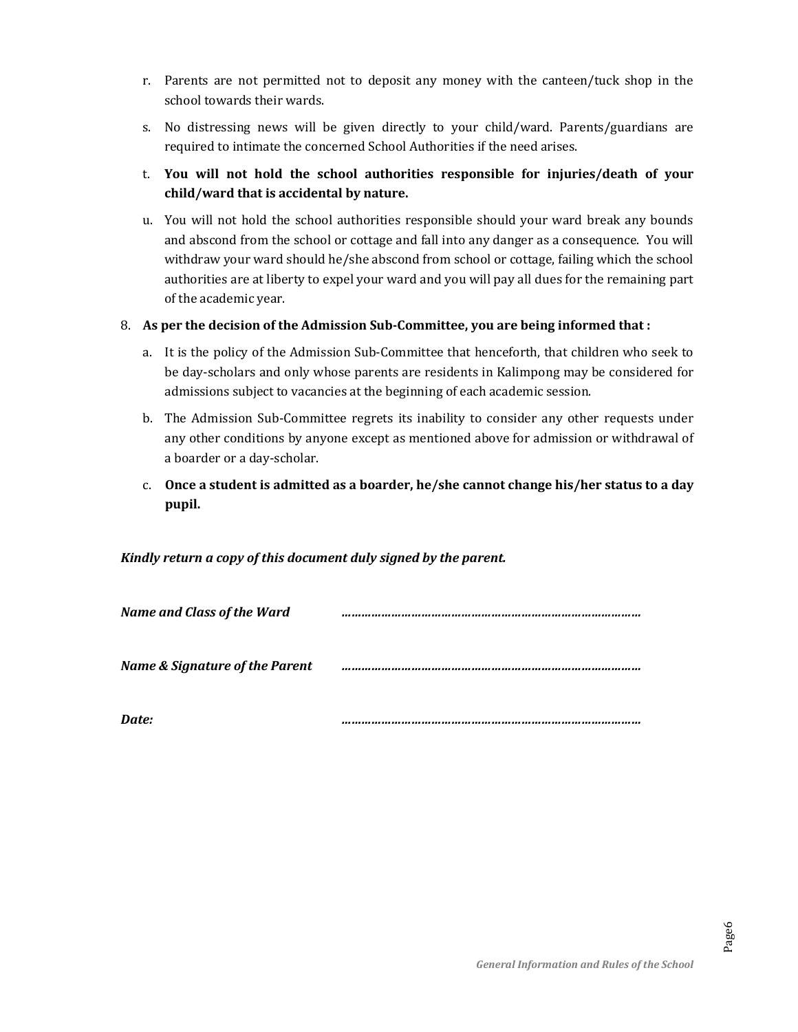r. Parents are not permitted not to deposit any money with the canteen/tuck shop in the school towards their wards.

s. No distressing news will be given directly to your child/ward. Parents/guardians are required to intimate the concerned School Authorities if the need arises.

t. **You will not hold the school authorities responsible for injuries/death of your child/ward that is accidental by nature.**

u. You will not hold the school authorities responsible should your ward break any bounds and abscond from the school or cottage and fall into any danger as a consequence. You will withdraw your ward should he/she abscond from school or cottage, failing which the school authorities are at liberty to expel your ward and you will pay all dues for the remaining part of the academic year.

8. **As per the decision of the Admission Sub-Committee, you are being informed that :**

   a. It is the policy of the Admission Sub-Committee that henceforth, that children who seek to be day-scholars and only whose parents are residents in Kalimpong may be considered for admissions subject to vacancies at the beginning of each academic session.

   b. The Admission Sub-Committee regrets its inability to consider any other requests under any other conditions by anyone except as mentioned above for admission or withdrawal of a boarder or a day-scholar.

   c. **Once a student is admitted as a boarder, he/she cannot change his/her status to a day pupil.**

***Kindly return a copy of this document duly signed by the parent.***

***Name and Class of the Ward*** ……………………………………………………………………………

***Name & Signature of the Parent*** ……………………………………………………………………………

***Date:*** ……………………………………………………………………………